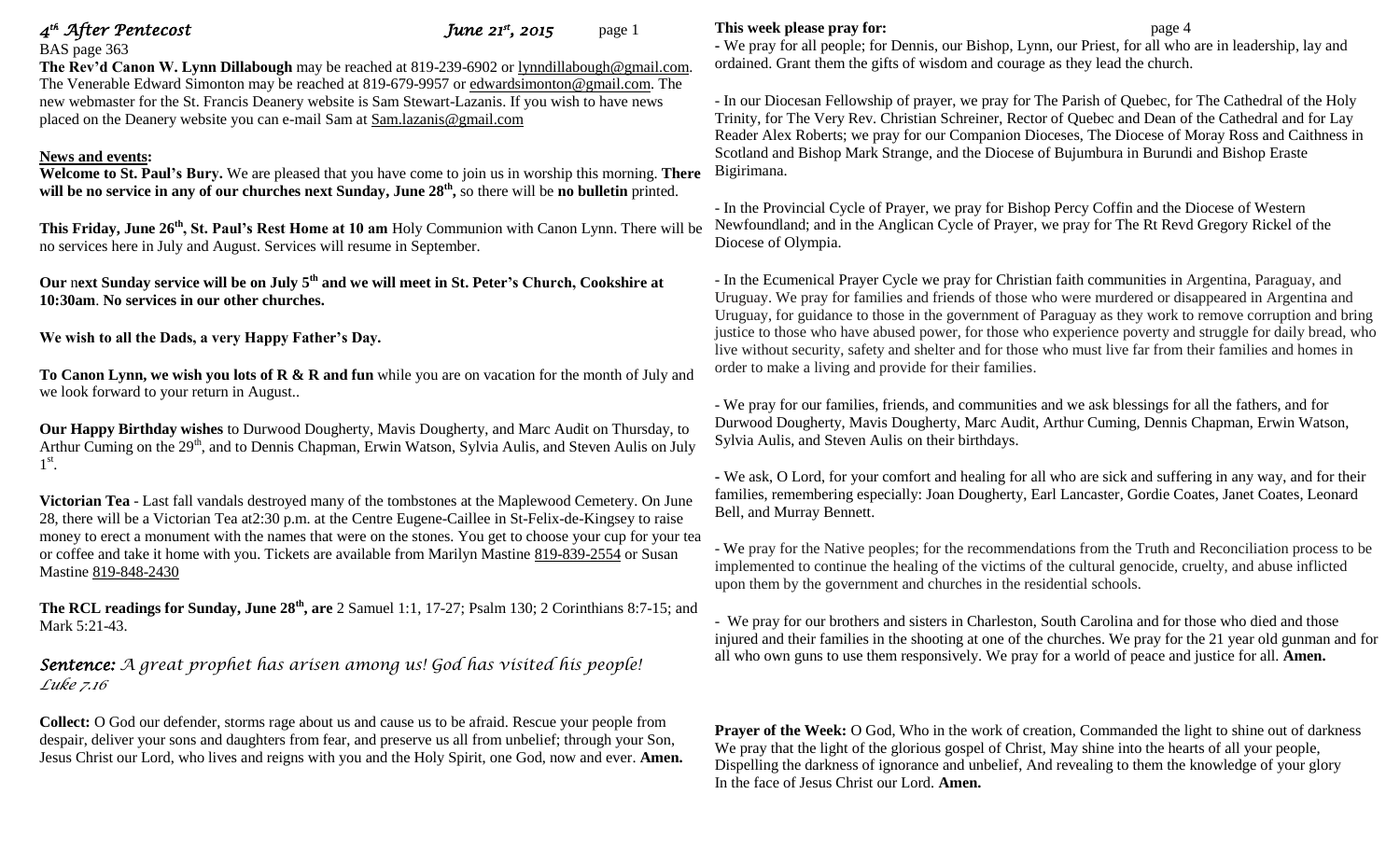# *4th After Pentecost* *June 21st, 2015*

BAS page 363

**The Rev'd Canon W. Lynn Dillabaugh** may be reached at 819-239-6902 or lynndillabaugh@gmail.com. The Venerable Edward Simonton may be reached at 819-679-9957 or edwardsimonton@gmail.com. The new webmaster for the St. Francis Deanery website is Sam Stewart-Lazanis. If you wish to have news placed on the Deanery website you can e-mail Sam at Sam.lazanis@gmail.com

## News and events:

**Welcome to St. Paul's Bury.** We are pleased that you have come to join us in worship this morning. **There will be no service in any of our churches next Sunday, June 28th,** so there will be **no bulletin** printed.

**This Friday, June 26th, St. Paul's Rest Home at 10 am** Holy Communion with Canon Lynn. There will be no services here in July and August. Services will resume in September.

**Our** n**ext Sunday service will be on July 5th and we will meet in St. Peter's Church, Cookshire at 10:30am**. **No services in our other churches.**

**We wish to all the Dads, a very Happy Father's Day.**

**To Canon Lynn, we wish you lots of R & R and fun** while you are on vacation for the month of July and we look forward to your return in August..

**Our Happy Birthday wishes** to Durwood Dougherty, Mavis Dougherty, and Marc Audit on Thursday, to Arthur Cuming on the 29th, and to Dennis Chapman, Erwin Watson, Sylvia Aulis, and Steven Aulis on July 1st.

**Victorian Tea** - Last fall vandals destroyed many of the tombstones at the Maplewood Cemetery. On June 28, there will be a Victorian Tea at2:30 p.m. at the Centre Eugene-Caillee in St-Felix-de-Kingsey to raise money to erect a monument with the names that were on the stones. You get to choose your cup for your tea or coffee and take it home with you. Tickets are available from Marilyn Mastine 819-839-2554 or Susan Mastine 819-848-2430

**The RCL readings for Sunday, June 28th, are** 2 Samuel 1:1, 17-27; Psalm 130; 2 Corinthians 8:7-15; and Mark 5:21-43.

***Sentence:*** *A great prophet has arisen among us! God has visited his people! Luke 7.16*

**Collect:** O God our defender, storms rage about us and cause us to be afraid. Rescue your people from despair, deliver your sons and daughters from fear, and preserve us all from unbelief; through your Son, Jesus Christ our Lord, who lives and reigns with you and the Holy Spirit, one God, now and ever. **Amen.**

## This week please pray for:

- We pray for all people; for Dennis, our Bishop, Lynn, our Priest, for all who are in leadership, lay and ordained. Grant them the gifts of wisdom and courage as they lead the church.

- In our Diocesan Fellowship of prayer, we pray for The Parish of Quebec, for The Cathedral of the Holy Trinity, for The Very Rev. Christian Schreiner, Rector of Quebec and Dean of the Cathedral and for Lay Reader Alex Roberts; we pray for our Companion Dioceses, The Diocese of Moray Ross and Caithness in Scotland and Bishop Mark Strange, and the Diocese of Bujumbura in Burundi and Bishop Eraste Bigirimana.

- In the Provincial Cycle of Prayer, we pray for Bishop Percy Coffin and the Diocese of Western Newfoundland; and in the Anglican Cycle of Prayer, we pray for The Rt Revd Gregory Rickel of the Diocese of Olympia.

- In the Ecumenical Prayer Cycle we pray for Christian faith communities in Argentina, Paraguay, and Uruguay. We pray for families and friends of those who were murdered or disappeared in Argentina and Uruguay, for guidance to those in the government of Paraguay as they work to remove corruption and bring justice to those who have abused power, for those who experience poverty and struggle for daily bread, who live without security, safety and shelter and for those who must live far from their families and homes in order to make a living and provide for their families.

- We pray for our families, friends, and communities and we ask blessings for all the fathers, and for Durwood Dougherty, Mavis Dougherty, Marc Audit, Arthur Cuming, Dennis Chapman, Erwin Watson, Sylvia Aulis, and Steven Aulis on their birthdays.

- We ask, O Lord, for your comfort and healing for all who are sick and suffering in any way, and for their families, remembering especially: Joan Dougherty, Earl Lancaster, Gordie Coates, Janet Coates, Leonard Bell, and Murray Bennett.

- We pray for the Native peoples; for the recommendations from the Truth and Reconciliation process to be implemented to continue the healing of the victims of the cultural genocide, cruelty, and abuse inflicted upon them by the government and churches in the residential schools.

- We pray for our brothers and sisters in Charleston, South Carolina and for those who died and those injured and their families in the shooting at one of the churches. We pray for the 21 year old gunman and for all who own guns to use them responsively. We pray for a world of peace and justice for all. **Amen.**

**Prayer of the Week:** O God, Who in the work of creation, Commanded the light to shine out of darkness We pray that the light of the glorious gospel of Christ, May shine into the hearts of all your people, Dispelling the darkness of ignorance and unbelief, And revealing to them the knowledge of your glory In the face of Jesus Christ our Lord. **Amen.**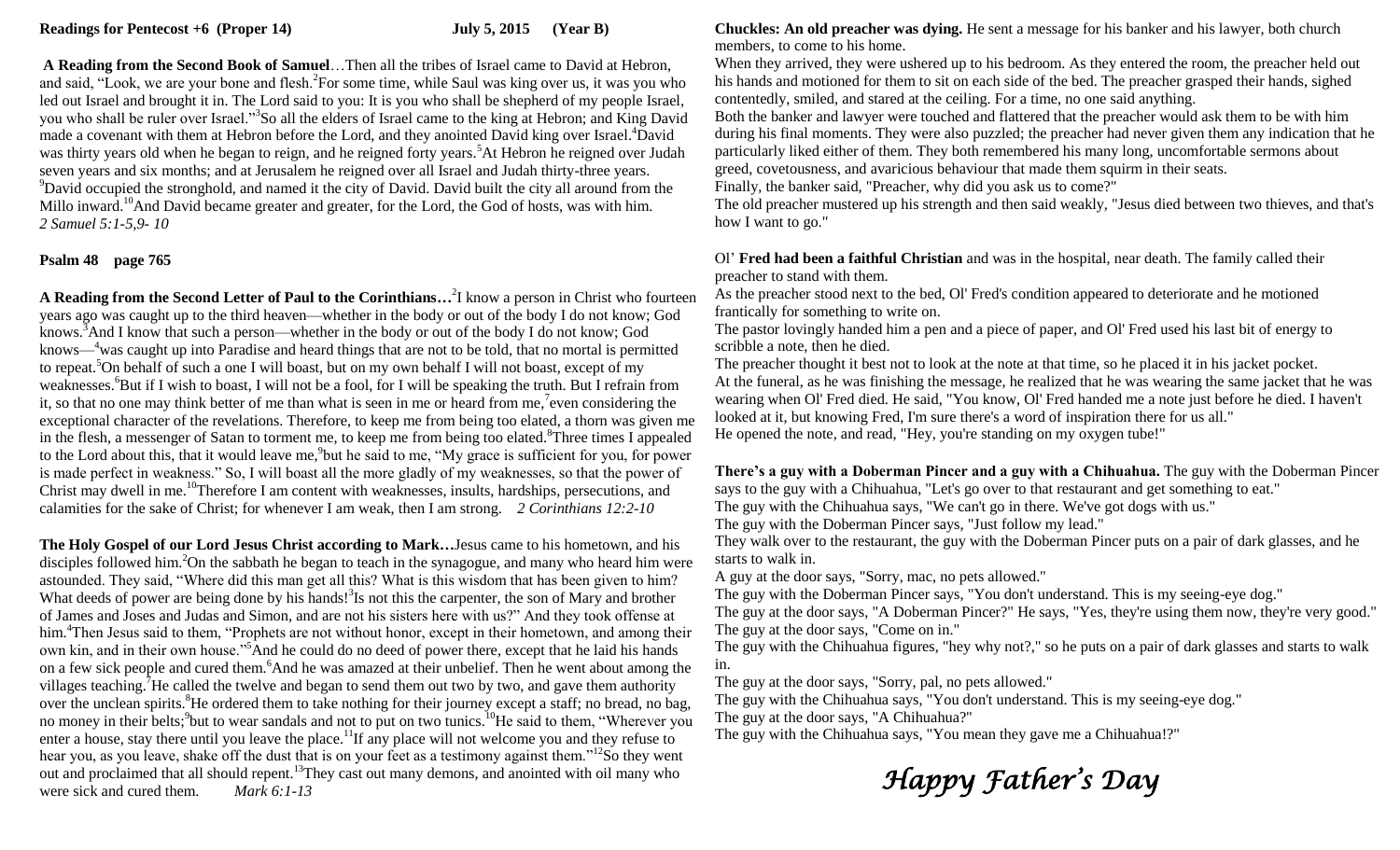**Readings for Pentecost +6 (Proper 14)** **July 5, 2015 (Year B)**

**A Reading from the Second Book of Samuel**…Then all the tribes of Israel came to David at Hebron, and said, "Look, we are your bone and flesh.[2]For some time, while Saul was king over us, it was you who led out Israel and brought it in. The Lord said to you: It is you who shall be shepherd of my people Israel, you who shall be ruler over Israel."[3]So all the elders of Israel came to the king at Hebron; and King David made a covenant with them at Hebron before the Lord, and they anointed David king over Israel.[4]David was thirty years old when he began to reign, and he reigned forty years.[5]At Hebron he reigned over Judah seven years and six months; and at Jerusalem he reigned over all Israel and Judah thirty-three years. [9]David occupied the stronghold, and named it the city of David. David built the city all around from the Millo inward.[10]And David became greater and greater, for the Lord, the God of hosts, was with him.
*2 Samuel 5:1-5,9- 10*

**Psalm 48 page 765**

**A Reading from the Second Letter of Paul to the Corinthians…**[2]I know a person in Christ who fourteen years ago was caught up to the third heaven—whether in the body or out of the body I do not know; God knows.[3]And I know that such a person—whether in the body or out of the body I do not know; God knows—[4]was caught up into Paradise and heard things that are not to be told, that no mortal is permitted to repeat.[5]On behalf of such a one I will boast, but on my own behalf I will not boast, except of my weaknesses.[6]But if I wish to boast, I will not be a fool, for I will be speaking the truth. But I refrain from it, so that no one may think better of me than what is seen in me or heard from me,[7]even considering the exceptional character of the revelations. Therefore, to keep me from being too elated, a thorn was given me in the flesh, a messenger of Satan to torment me, to keep me from being too elated.[8]Three times I appealed to the Lord about this, that it would leave me,[9]but he said to me, "My grace is sufficient for you, for power is made perfect in weakness." So, I will boast all the more gladly of my weaknesses, so that the power of Christ may dwell in me.[10]Therefore I am content with weaknesses, insults, hardships, persecutions, and calamities for the sake of Christ; for whenever I am weak, then I am strong. *2 Corinthians 12:2-10*

**The Holy Gospel of our Lord Jesus Christ according to Mark…**Jesus came to his hometown, and his disciples followed him.[2]On the sabbath he began to teach in the synagogue, and many who heard him were astounded. They said, "Where did this man get all this? What is this wisdom that has been given to him? What deeds of power are being done by his hands![3]Is not this the carpenter, the son of Mary and brother of James and Joses and Judas and Simon, and are not his sisters here with us?" And they took offense at him.[4]Then Jesus said to them, "Prophets are not without honor, except in their hometown, and among their own kin, and in their own house."[5]And he could do no deed of power there, except that he laid his hands on a few sick people and cured them.[6]And he was amazed at their unbelief. Then he went about among the villages teaching.[7]He called the twelve and began to send them out two by two, and gave them authority over the unclean spirits.[8]He ordered them to take nothing for their journey except a staff; no bread, no bag, no money in their belts;[9]but to wear sandals and not to put on two tunics.[10]He said to them, "Wherever you enter a house, stay there until you leave the place.[11]If any place will not welcome you and they refuse to hear you, as you leave, shake off the dust that is on your feet as a testimony against them."[12]So they went out and proclaimed that all should repent.[13]They cast out many demons, and anointed with oil many who were sick and cured them. *Mark 6:1-13*

**Chuckles: An old preacher was dying.** He sent a message for his banker and his lawyer, both church members, to come to his home.
When they arrived, they were ushered up to his bedroom. As they entered the room, the preacher held out his hands and motioned for them to sit on each side of the bed. The preacher grasped their hands, sighed contentedly, smiled, and stared at the ceiling. For a time, no one said anything.
Both the banker and lawyer were touched and flattered that the preacher would ask them to be with him during his final moments. They were also puzzled; the preacher had never given them any indication that he particularly liked either of them. They both remembered his many long, uncomfortable sermons about greed, covetousness, and avaricious behaviour that made them squirm in their seats.
Finally, the banker said, "Preacher, why did you ask us to come?"
The old preacher mustered up his strength and then said weakly, "Jesus died between two thieves, and that's how I want to go."

Ol' **Fred had been a faithful Christian** and was in the hospital, near death. The family called their preacher to stand with them.
As the preacher stood next to the bed, Ol' Fred's condition appeared to deteriorate and he motioned frantically for something to write on.
The pastor lovingly handed him a pen and a piece of paper, and Ol' Fred used his last bit of energy to scribble a note, then he died.
The preacher thought it best not to look at the note at that time, so he placed it in his jacket pocket.
At the funeral, as he was finishing the message, he realized that he was wearing the same jacket that he was wearing when Ol' Fred died. He said, "You know, Ol' Fred handed me a note just before he died. I haven't looked at it, but knowing Fred, I'm sure there's a word of inspiration there for us all."
He opened the note, and read, "Hey, you're standing on my oxygen tube!"

**There's a guy with a Doberman Pincer and a guy with a Chihuahua.** The guy with the Doberman Pincer says to the guy with a Chihuahua, "Let's go over to that restaurant and get something to eat."
The guy with the Chihuahua says, "We can't go in there. We've got dogs with us."
The guy with the Doberman Pincer says, "Just follow my lead."
They walk over to the restaurant, the guy with the Doberman Pincer puts on a pair of dark glasses, and he starts to walk in.
A guy at the door says, "Sorry, mac, no pets allowed."
The guy with the Doberman Pincer says, "You don't understand. This is my seeing-eye dog."
The guy at the door says, "A Doberman Pincer?" He says, "Yes, they're using them now, they're very good."
The guy at the door says, "Come on in."
The guy with the Chihuahua figures, "hey why not?," so he puts on a pair of dark glasses and starts to walk in.
The guy at the door says, "Sorry, pal, no pets allowed."
The guy with the Chihuahua says, "You don't understand. This is my seeing-eye dog."
The guy at the door says, "A Chihuahua?"
The guy with the Chihuahua says, "You mean they gave me a Chihuahua!?"

*Happy Father's Day*